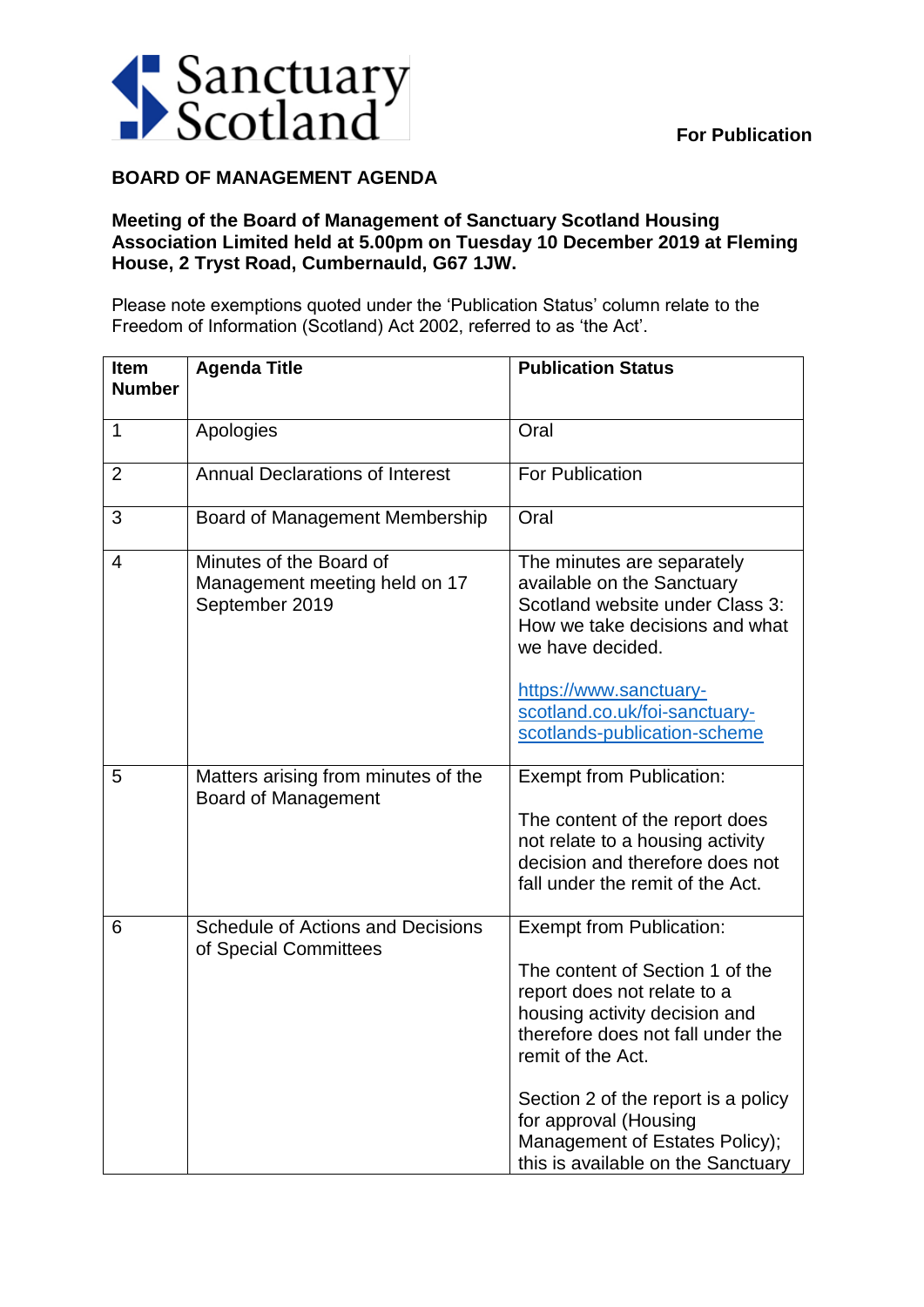Sanctuary Scotland

**For Publication**

## BOARD OF MANAGEMENT AGENDA

**Meeting of the Board of Management of Sanctuary Scotland Housing Association Limited held at 5.00pm on Tuesday 10 December 2019 at Fleming House, 2 Tryst Road, Cumbernauld, G67 1JW.**

Please note exemptions quoted under the 'Publication Status' column relate to the Freedom of Information (Scotland) Act 2002, referred to as 'the Act'.

| Item Number | Agenda Title | Publication Status |
|---|---|---|
| 1 | Apologies | Oral |
| 2 | Annual Declarations of Interest | For Publication |
| 3 | Board of Management Membership | Oral |
| 4 | Minutes of the Board of Management meeting held on 17 September 2019 | The minutes are separately available on the Sanctuary Scotland website under Class 3: How we take decisions and what we have decided.<br><br>https://www.sanctuary-scotland.co.uk/foi-sanctuary-scotlands-publication-scheme |
| 5 | Matters arising from minutes of the Board of Management | Exempt from Publication:<br><br>The content of the report does not relate to a housing activity decision and therefore does not fall under the remit of the Act. |
| 6 | Schedule of Actions and Decisions of Special Committees | Exempt from Publication:<br><br>The content of Section 1 of the report does not relate to a housing activity decision and therefore does not fall under the remit of the Act.<br><br>Section 2 of the report is a policy for approval (Housing Management of Estates Policy); this is available on the Sanctuary |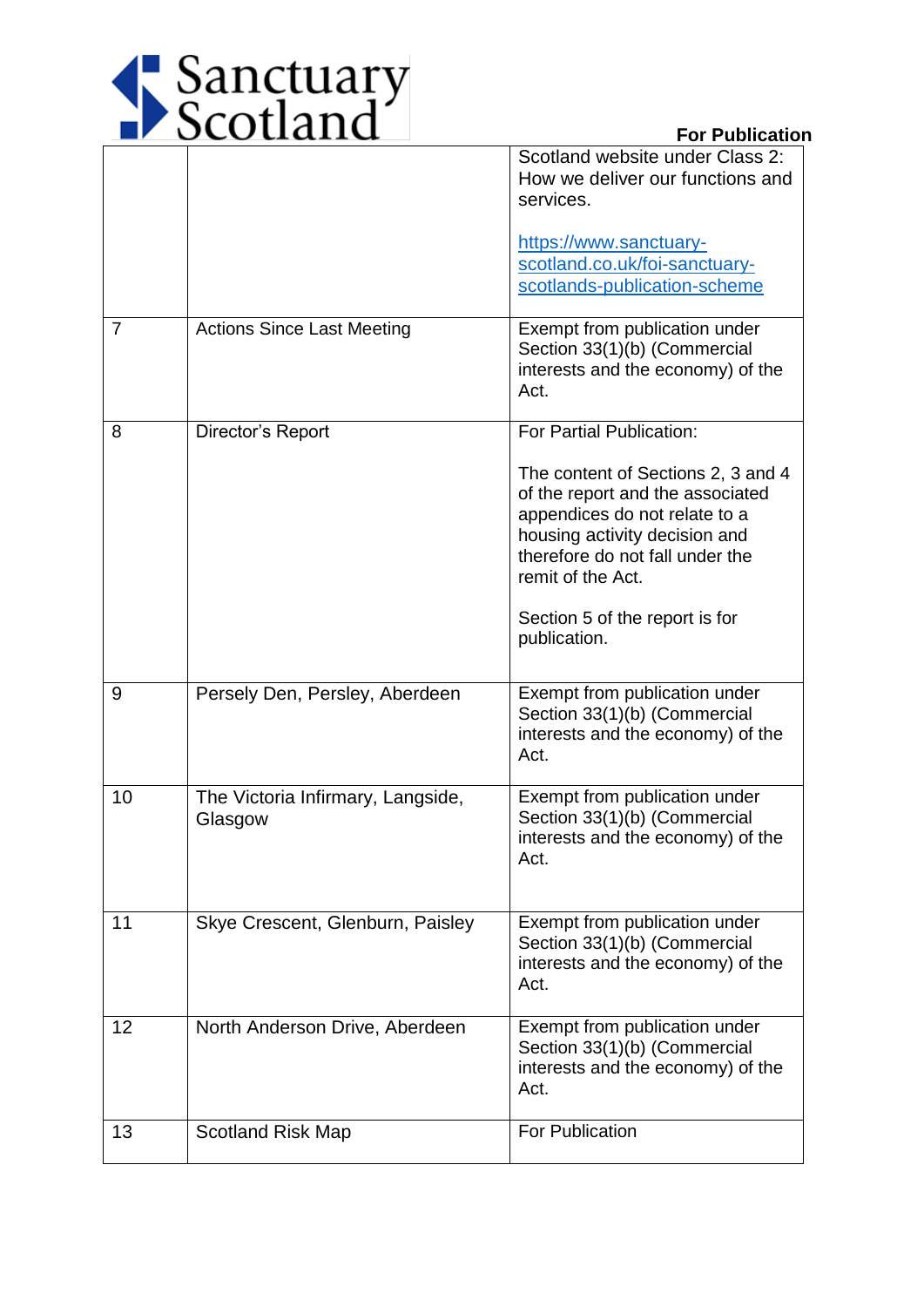| | | Scotland website under Class 2: How we deliver our functions and services.<br><br>https://www.sanctuary-scotland.co.uk/foi-sanctuary-scotlands-publication-scheme |
|---|---|---|
| 7 | Actions Since Last Meeting | Exempt from publication under Section 33(1)(b) (Commercial interests and the economy) of the Act. |
| 8 | Director's Report | For Partial Publication:<br><br>The content of Sections 2, 3 and 4 of the report and the associated appendices do not relate to a housing activity decision and therefore do not fall under the remit of the Act.<br><br>Section 5 of the report is for publication. |
| 9 | Persely Den, Persley, Aberdeen | Exempt from publication under Section 33(1)(b) (Commercial interests and the economy) of the Act. |
| 10 | The Victoria Infirmary, Langside, Glasgow | Exempt from publication under Section 33(1)(b) (Commercial interests and the economy) of the Act. |
| 11 | Skye Crescent, Glenburn, Paisley | Exempt from publication under Section 33(1)(b) (Commercial interests and the economy) of the Act. |
| 12 | North Anderson Drive, Aberdeen | Exempt from publication under Section 33(1)(b) (Commercial interests and the economy) of the Act. |
| 13 | Scotland Risk Map | For Publication |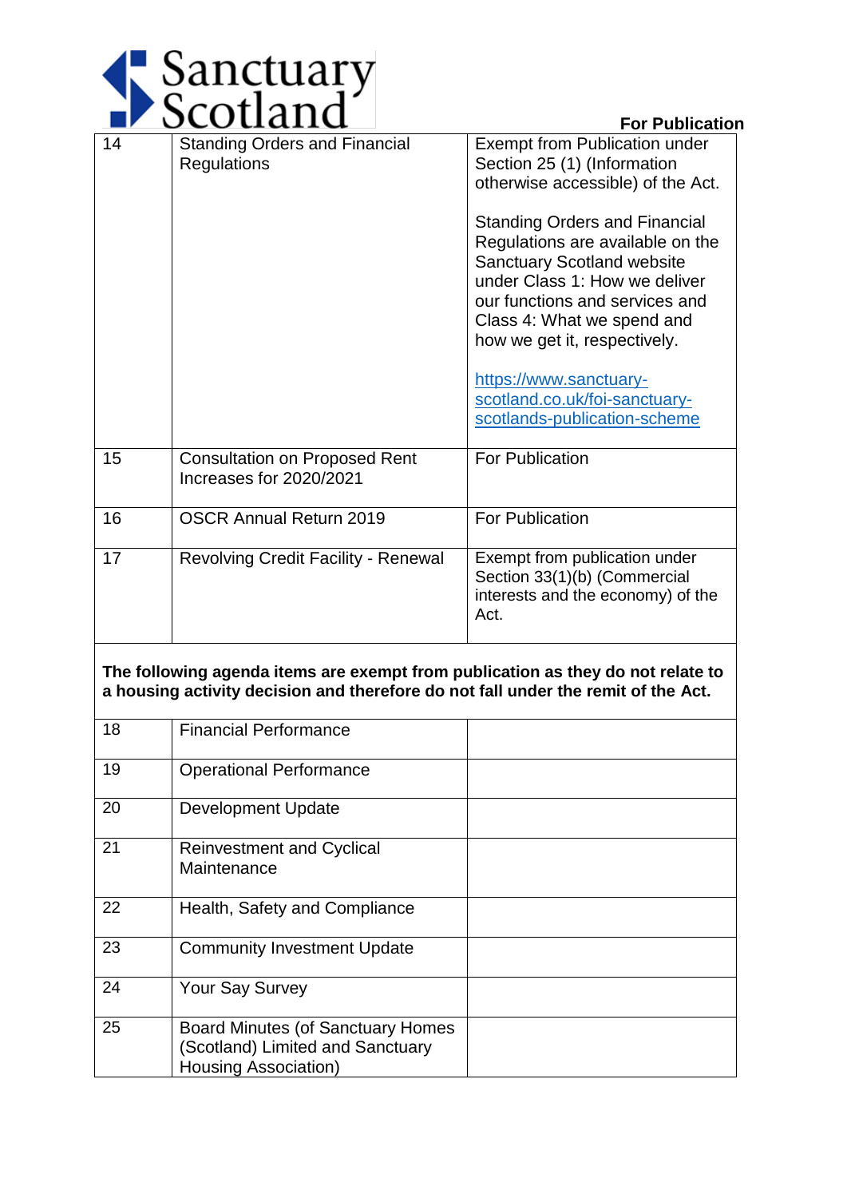**For Publication**

| | | |
|---|---|---|
| 14 | Standing Orders and Financial Regulations | Exempt from Publication under Section 25 (1) (Information otherwise accessible) of the Act.<br><br>Standing Orders and Financial Regulations are available on the Sanctuary Scotland website under Class 1: How we deliver our functions and services and Class 4: What we spend and how we get it, respectively.<br><br>https://www.sanctuary-scotland.co.uk/foi-sanctuary-scotlands-publication-scheme |
| 15 | Consultation on Proposed Rent Increases for 2020/2021 | For Publication |
| 16 | OSCR Annual Return 2019 | For Publication |
| 17 | Revolving Credit Facility - Renewal | Exempt from publication under Section 33(1)(b) (Commercial interests and the economy) of the Act. |

**The following agenda items are exempt from publication as they do not relate to a housing activity decision and therefore do not fall under the remit of the Act.**

| | | |
|---|---|---|
| 18 | Financial Performance | |
| 19 | Operational Performance | |
| 20 | Development Update | |
| 21 | Reinvestment and Cyclical Maintenance | |
| 22 | Health, Safety and Compliance | |
| 23 | Community Investment Update | |
| 24 | Your Say Survey | |
| 25 | Board Minutes (of Sanctuary Homes (Scotland) Limited and Sanctuary Housing Association) | |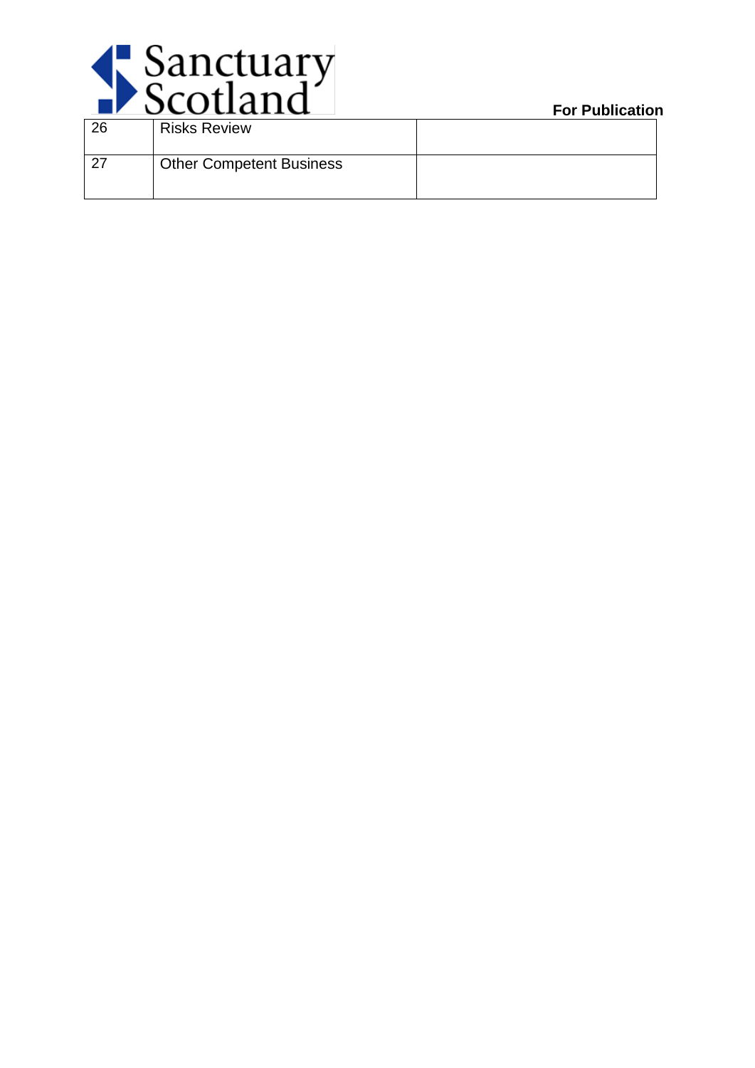| | | |
|---|---|---|
| 26 | Risks Review | |
| 27 | Other Competent Business | |